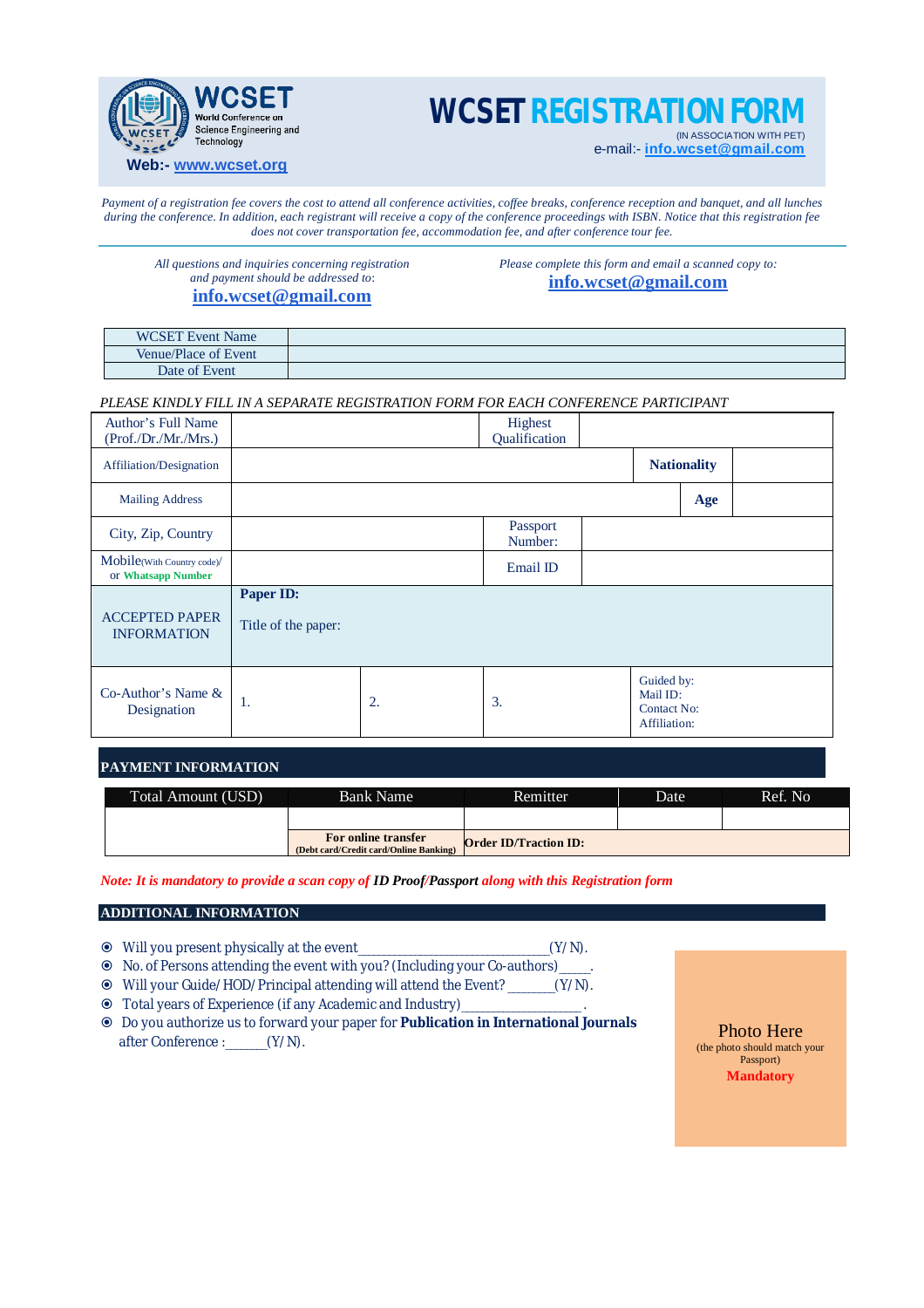**WCSET**
World Conference on Science Engineering and Technology
**Web:-** www.wcset.org

# WCSET REGISTRATION FORM

(IN ASSOCIATION WITH PET)
e-mail:- **info.wcset@gmail.com**

*Payment of a registration fee covers the cost to attend all conference activities, coffee breaks, conference reception and banquet, and all lunches during the conference. In addition, each registrant will receive a copy of the conference proceedings with ISBN. Notice that this registration fee does not cover transportation fee, accommodation fee, and after conference tour fee.*

*All questions and inquiries concerning registration and payment should be addressed to:*
**info.wcset@gmail.com**

*Please complete this form and email a scanned copy to:*
**info.wcset@gmail.com**

| WCSET Event Name | |
|---|---|
| Venue/Place of Event | |
| Date of Event | |

*PLEASE KINDLY FILL IN A SEPARATE REGISTRATION FORM FOR EACH CONFERENCE PARTICIPANT*

| Author's Full Name (Prof./Dr./Mr./Mrs.) | | Highest Qualification | |
|---|---|---|---|
| Affiliation/Designation | | **Nationality** | |
| Mailing Address | | **Age** | |
| City, Zip, Country | | Passport Number: | |
| Mobile(With Country code)/ or **Whatsapp Number** | | Email ID | |
| ACCEPTED PAPER INFORMATION | **Paper ID:** Title of the paper: | | |

| Co-Author's Name & Designation | 1. | 2. | 3. | Guided by: Mail ID: Contact No: Affiliation: |
|---|---|---|---|---|

## PAYMENT INFORMATION

| Total Amount (USD) | Bank Name | Remitter | Date | Ref. No |
|---|---|---|---|---|
| | | | | |
| | **For online transfer** (Debt card/Credit card/Online Banking) | **Order ID/Traction ID:** | | |

***Note: It is mandatory to provide a scan copy of ID Proof/Passport along with this Registration form***

## ADDITIONAL INFORMATION

- Will you present physically at the event\_\_\_\_\_\_\_\_\_\_\_\_\_\_\_\_\_\_\_\_\_\_\_\_\_\_(Y/N).
- No. of Persons attending the event with you? (Including your Co-authors)\_\_\_\_.
- Will your Guide/HOD/Principal attending will attend the Event? \_\_\_\_\_\_(Y/N).
- Total years of Experience (if any Academic and Industry)\_\_\_\_\_\_\_\_\_\_\_\_\_\_\_\_\_.
- Do you authorize us to forward your paper for **Publication in International Journals** after Conference :\_\_\_\_\_\_(Y/N).

Photo Here
(the photo should match your Passport)
**Mandatory**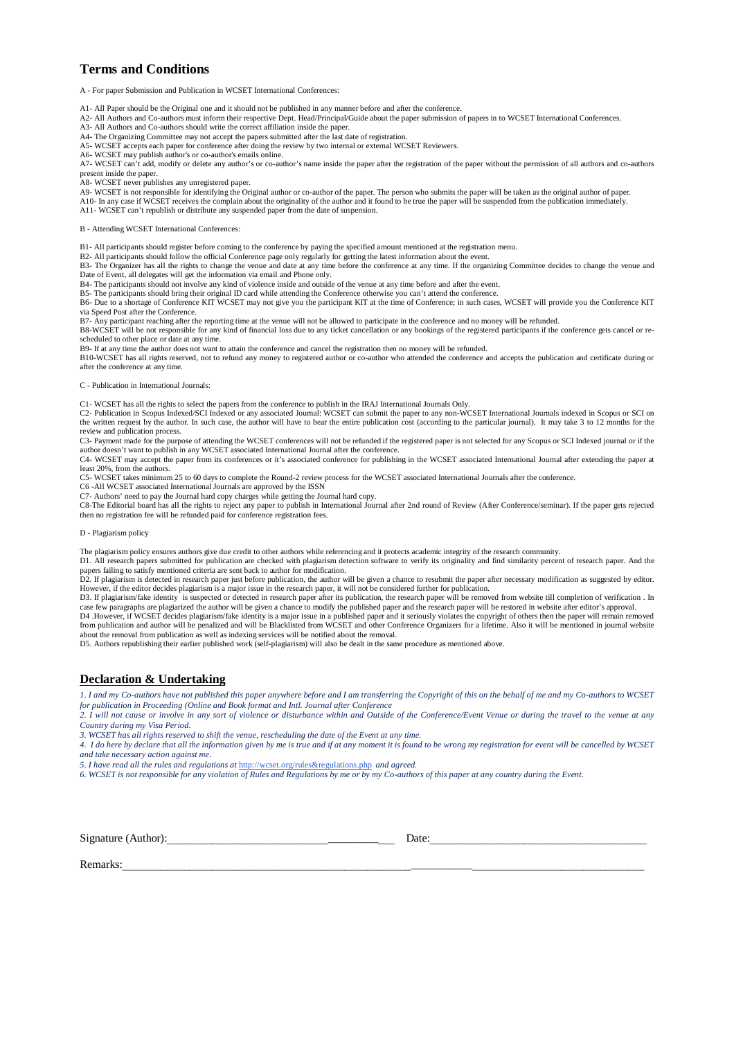## Terms and Conditions

A - For paper Submission and Publication in WCSET International Conferences:

A1- All Paper should be the Original one and it should not be published in any manner before and after the conference.
A2- All Authors and Co-authors must inform their respective Dept. Head/Principal/Guide about the paper submission of papers in to WCSET International Conferences.
A3- All Authors and Co-authors should write the correct affiliation inside the paper.
A4- The Organizing Committee may not accept the papers submitted after the last date of registration.
A5- WCSET accepts each paper for conference after doing the review by two internal or external WCSET Reviewers.
A6- WCSET may publish author's or co-author's emails online.
A7- WCSET can't add, modify or delete any author's or co-author's name inside the paper after the registration of the paper without the permission of all authors and co-authors present inside the paper.
A8- WCSET never publishes any unregistered paper.
A9- WCSET is not responsible for identifying the Original author or co-author of the paper. The person who submits the paper will be taken as the original author of paper.
A10- In any case if WCSET receives the complain about the originality of the author and it found to be true the paper will be suspended from the publication immediately.
A11- WCSET can't republish or distribute any suspended paper from the date of suspension.

B - Attending WCSET International Conferences:

B1- All participants should register before coming to the conference by paying the specified amount mentioned at the registration menu.
B2- All participants should follow the official Conference page only regularly for getting the latest information about the event.
B3- The Organizer has all the rights to change the venue and date at any time before the conference at any time. If the organizing Committee decides to change the venue and Date of Event, all delegates will get the information via email and Phone only.
B4- The participants should not involve any kind of violence inside and outside of the venue at any time before and after the event.
B5- The participants should bring their original ID card while attending the Conference otherwise you can't attend the conference.
B6- Due to a shortage of Conference KIT WCSET may not give you the participant KIT at the time of Conference; in such cases, WCSET will provide you the Conference KIT via Speed Post after the Conference.
B7- Any participant reaching after the reporting time at the venue will not be allowed to participate in the conference and no money will be refunded.
B8-WCSET will be not responsible for any kind of financial loss due to any ticket cancellation or any bookings of the registered participants if the conference gets cancel or re-scheduled to other place or date at any time.
B9- If at any time the author does not want to attain the conference and cancel the registration then no money will be refunded.
B10-WCSET has all rights reserved, not to refund any money to registered author or co-author who attended the conference and accepts the publication and certificate during or after the conference at any time.

C - Publication in International Journals:

C1- WCSET has all the rights to select the papers from the conference to publish in the IRAJ International Journals Only.
C2- Publication in Scopus Indexed/SCI Indexed or any associated Journal: WCSET can submit the paper to any non-WCSET International Journals indexed in Scopus or SCI on the written request by the author. In such case, the author will have to bear the entire publication cost (according to the particular journal). It may take 3 to 12 months for the review and publication process.
C3- Payment made for the purpose of attending the WCSET conferences will not be refunded if the registered paper is not selected for any Scopus or SCI Indexed journal or if the author doesn't want to publish in any WCSET associated International Journal after the conference.
C4- WCSET may accept the paper from its conferences or it's associated conference for publishing in the WCSET associated International Journal after extending the paper at least 20%, from the authors.
C5- WCSET takes minimum 25 to 60 days to complete the Round-2 review process for the WCSET associated International Journals after the conference.
C6 -All WCSET associated International Journals are approved by the ISSN
C7- Authors' need to pay the Journal hard copy charges while getting the Journal hard copy.
C8-The Editorial board has all the rights to reject any paper to publish in International Journal after 2nd round of Review (After Conference/seminar). If the paper gets rejected then no registration fee will be refunded paid for conference registration fees.

D - Plagiarism policy

The plagiarism policy ensures authors give due credit to other authors while referencing and it protects academic integrity of the research community.
D1. All research papers submitted for publication are checked with plagiarism detection software to verify its originality and find similarity percent of research paper. And the papers failing to satisfy mentioned criteria are sent back to author for modification.
D2. If plagiarism is detected in research paper just before publication, the author will be given a chance to resubmit the paper after necessary modification as suggested by editor. However, if the editor decides plagiarism is a major issue in the research paper, it will not be considered further for publication.
D3. If plagiarism/fake identity is suspected or detected in research paper after its publication, the research paper will be removed from website till completion of verification . In case few paragraphs are plagiarized the author will be given a chance to modify the published paper and the research paper will be restored in website after editor's approval.
D4 .However, if WCSET decides plagiarism/fake identity is a major issue in a published paper and it seriously violates the copyright of others then the paper will remain removed from publication and author will be penalized and will be Blacklisted from WCSET and other Conference Organizers for a lifetime. Also it will be mentioned in journal website about the removal from publication as well as indexing services will be notified about the removal.
D5. Authors republishing their earlier published work (self-plagiarism) will also be dealt in the same procedure as mentioned above.

## Declaration & Undertaking

*1. I and my Co-authors have not published this paper anywhere before and I am transferring the Copyright of this on the behalf of me and my Co-authors to WCSET for publication in Proceeding (Online and Book format and Intl. Journal after Conference*
*2. I will not cause or involve in any sort of violence or disturbance within and Outside of the Conference/Event Venue or during the travel to the venue at any Country during my Visa Period.*
*3. WCSET has all rights reserved to shift the venue, rescheduling the date of the Event at any time.*
*4. I do here by declare that all the information given by me is true and if at any moment it is found to be wrong my registration for event will be cancelled by WCSET and take necessary action against me.*
*5. I have read all the rules and regulations at* http://wcset.org/rules&regulations.php *and agreed.*
*6. WCSET is not responsible for any violation of Rules and Regulations by me or by my Co-authors of this paper at any country during the Event.*

Signature (Author):________________________________________ Date:________________________________________

Remarks:____________________________________________________________________________________________